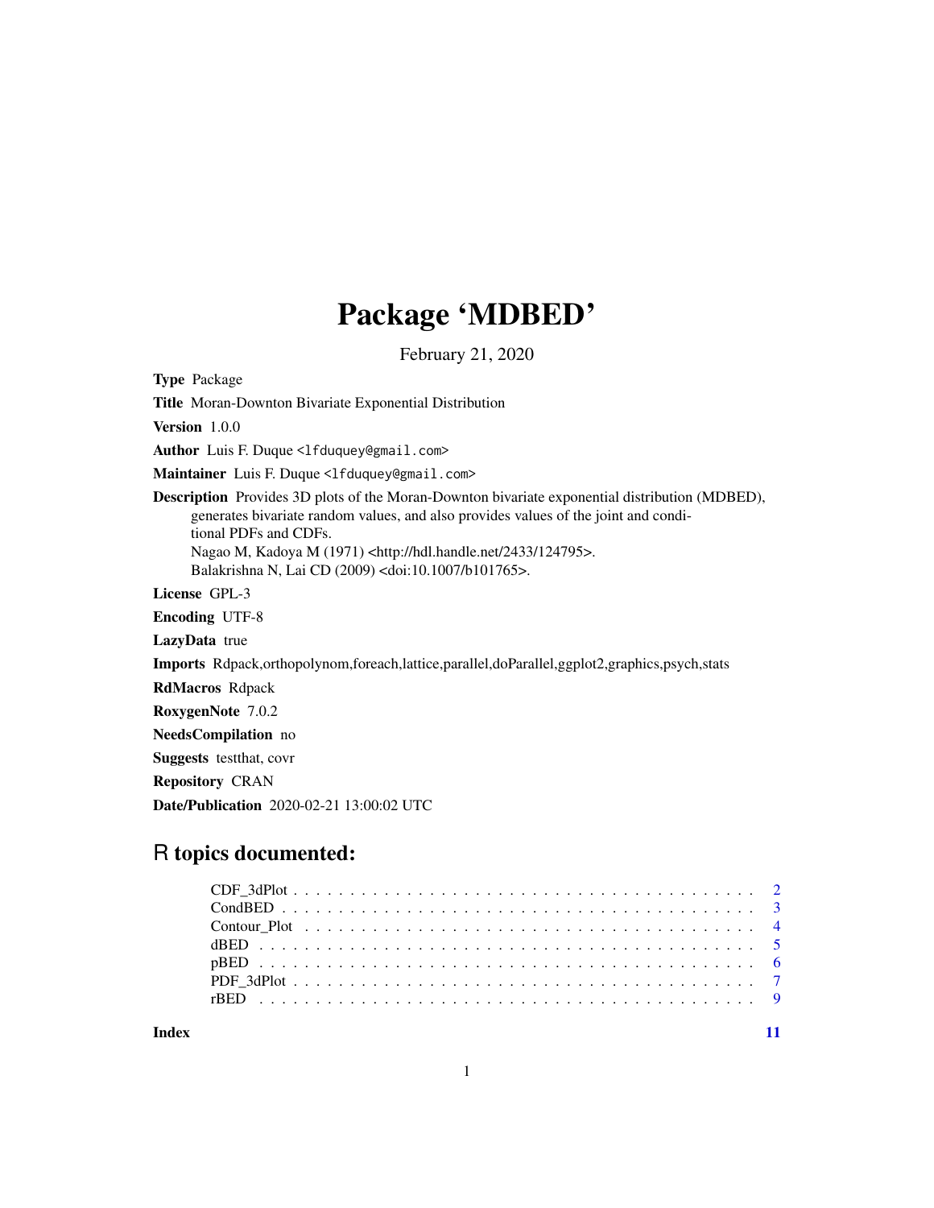# Package 'MDBED'

February 21, 2020

**Type** Package

**Title** Moran-Downton Bivariate Exponential Distribution

**Version** 1.0.0

**Author** Luis F. Duque <lfduquey@gmail.com>

**Maintainer** Luis F. Duque <lfduquey@gmail.com>

**Description** Provides 3D plots of the Moran-Downton bivariate exponential distribution (MDBED), generates bivariate random values, and also provides values of the joint and conditional PDFs and CDFs.
Nagao M, Kadoya M (1971) <http://hdl.handle.net/2433/124795>.
Balakrishna N, Lai CD (2009) <doi:10.1007/b101765>.

**License** GPL-3

**Encoding** UTF-8

**LazyData** true

**Imports** Rdpack,orthopolynom,foreach,lattice,parallel,doParallel,ggplot2,graphics,psych,stats

**RdMacros** Rdpack

**RoxygenNote** 7.0.2

**NeedsCompilation** no

**Suggests** testthat, covr

**Repository** CRAN

**Date/Publication** 2020-02-21 13:00:02 UTC

## R topics documented:

| | |
|---|---|
| CDF_3dPlot | 2 |
| CondBED | 3 |
| Contour_Plot | 4 |
| dBED | 5 |
| pBED | 6 |
| PDF_3dPlot | 7 |
| rBED | 9 |

**Index** 11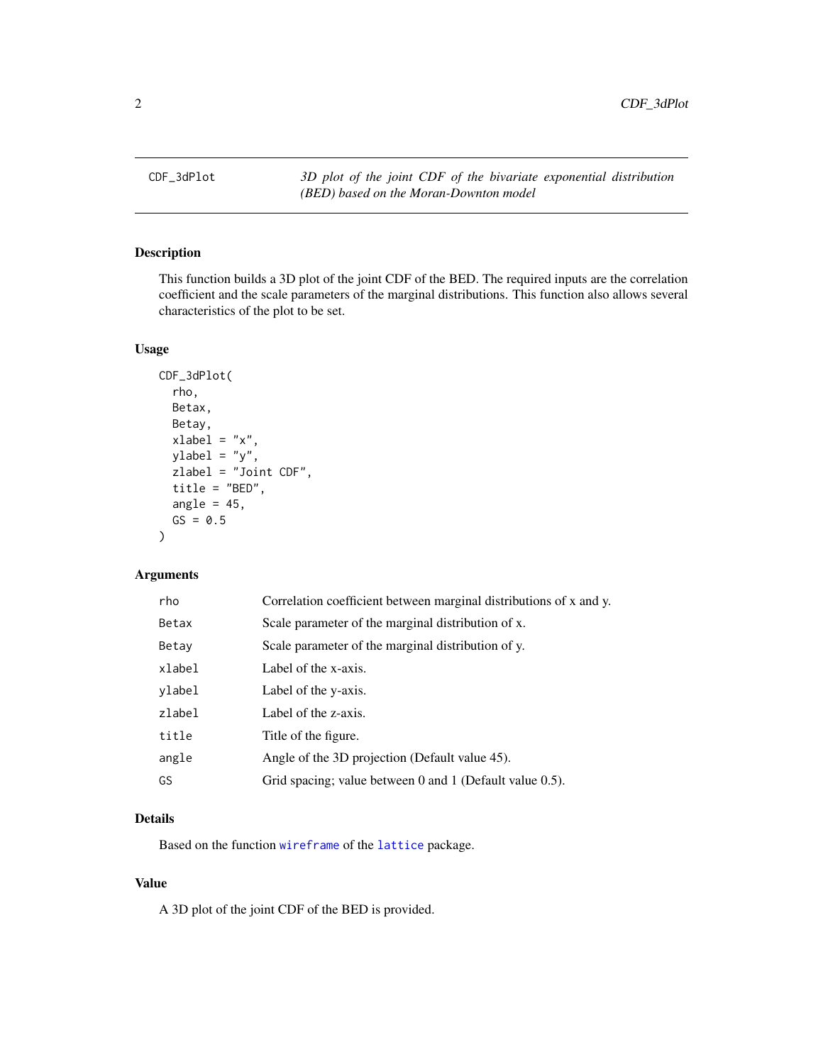# CDF_3dPlot

*3D plot of the joint CDF of the bivariate exponential distribution (BED) based on the Moran-Downton model*

## Description

This function builds a 3D plot of the joint CDF of the BED. The required inputs are the correlation coefficient and the scale parameters of the marginal distributions. This function also allows several characteristics of the plot to be set.

## Usage

```
CDF_3dPlot(
  rho,
  Betax,
  Betay,
  xlabel = "x",
  ylabel = "y",
  zlabel = "Joint CDF",
  title = "BED",
  angle = 45,
  GS = 0.5
)
```

## Arguments

| | |
|---|---|
| rho | Correlation coefficient between marginal distributions of x and y. |
| Betax | Scale parameter of the marginal distribution of x. |
| Betay | Scale parameter of the marginal distribution of y. |
| xlabel | Label of the x-axis. |
| ylabel | Label of the y-axis. |
| zlabel | Label of the z-axis. |
| title | Title of the figure. |
| angle | Angle of the 3D projection (Default value 45). |
| GS | Grid spacing; value between 0 and 1 (Default value 0.5). |

## Details

Based on the function `wireframe` of the `lattice` package.

## Value

A 3D plot of the joint CDF of the BED is provided.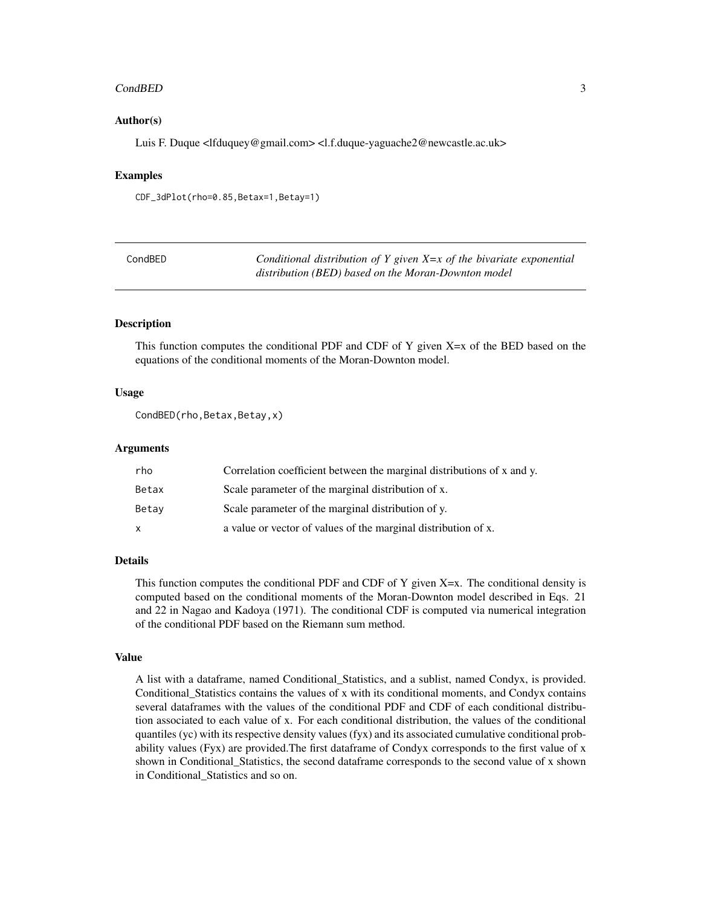### Author(s)

Luis F. Duque <lfduquey@gmail.com> <l.f.duque-yaguache2@newcastle.ac.uk>

### Examples

```
CDF_3dPlot(rho=0.85,Betax=1,Betay=1)
```

---

## CondBED — *Conditional distribution of Y given X=x of the bivariate exponential distribution (BED) based on the Moran-Downton model*

### Description

This function computes the conditional PDF and CDF of Y given X=x of the BED based on the equations of the conditional moments of the Moran-Downton model.

### Usage

```
CondBED(rho,Betax,Betay,x)
```

### Arguments

| | |
|---|---|
| rho | Correlation coefficient between the marginal distributions of x and y. |
| Betax | Scale parameter of the marginal distribution of x. |
| Betay | Scale parameter of the marginal distribution of y. |
| x | a value or vector of values of the marginal distribution of x. |

### Details

This function computes the conditional PDF and CDF of Y given X=x. The conditional density is computed based on the conditional moments of the Moran-Downton model described in Eqs. 21 and 22 in Nagao and Kadoya (1971). The conditional CDF is computed via numerical integration of the conditional PDF based on the Riemann sum method.

### Value

A list with a dataframe, named Conditional_Statistics, and a sublist, named Condyx, is provided. Conditional_Statistics contains the values of x with its conditional moments, and Condyx contains several dataframes with the values of the conditional PDF and CDF of each conditional distribution associated to each value of x. For each conditional distribution, the values of the conditional quantiles (yc) with its respective density values (fyx) and its associated cumulative conditional probability values (Fyx) are provided.The first dataframe of Condyx corresponds to the first value of x shown in Conditional_Statistics, the second dataframe corresponds to the second value of x shown in Conditional_Statistics and so on.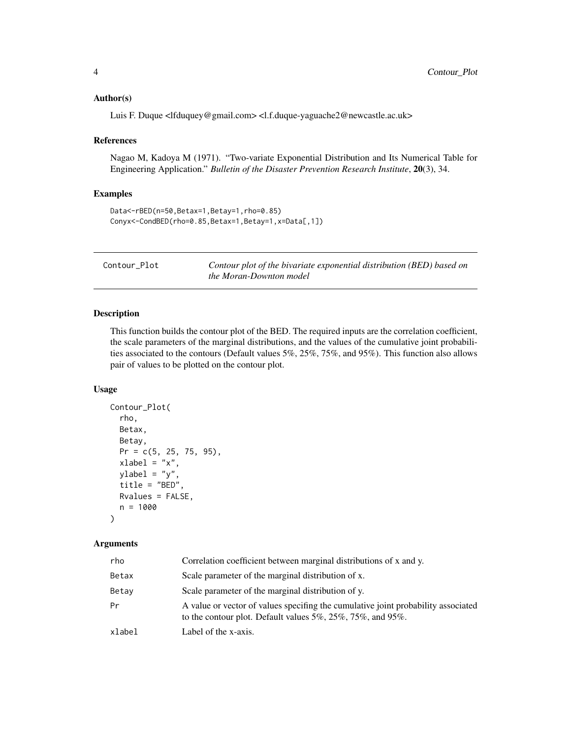### Author(s)

Luis F. Duque <lfduquey@gmail.com> <l.f.duque-yaguache2@newcastle.ac.uk>

### References

Nagao M, Kadoya M (1971). "Two-variate Exponential Distribution and Its Numerical Table for Engineering Application." *Bulletin of the Disaster Prevention Research Institute*, **20**(3), 34.

### Examples

```
Data<-rBED(n=50,Betax=1,Betay=1,rho=0.85)
Conyx<-CondBED(rho=0.85,Betax=1,Betay=1,x=Data[,1])
```

---

## Contour_Plot — *Contour plot of the bivariate exponential distribution (BED) based on the Moran-Downton model*

---

### Description

This function builds the contour plot of the BED. The required inputs are the correlation coefficient, the scale parameters of the marginal distributions, and the values of the cumulative joint probabilities associated to the contours (Default values 5%, 25%, 75%, and 95%). This function also allows pair of values to be plotted on the contour plot.

### Usage

```
Contour_Plot(
  rho,
  Betax,
  Betay,
  Pr = c(5, 25, 75, 95),
  xlabel = "x",
  ylabel = "y",
  title = "BED",
  Rvalues = FALSE,
  n = 1000
)
```

### Arguments

| | |
|---|---|
| rho | Correlation coefficient between marginal distributions of x and y. |
| Betax | Scale parameter of the marginal distribution of x. |
| Betay | Scale parameter of the marginal distribution of y. |
| Pr | A value or vector of values specifing the cumulative joint probability associated to the contour plot. Default values 5%, 25%, 75%, and 95%. |
| xlabel | Label of the x-axis. |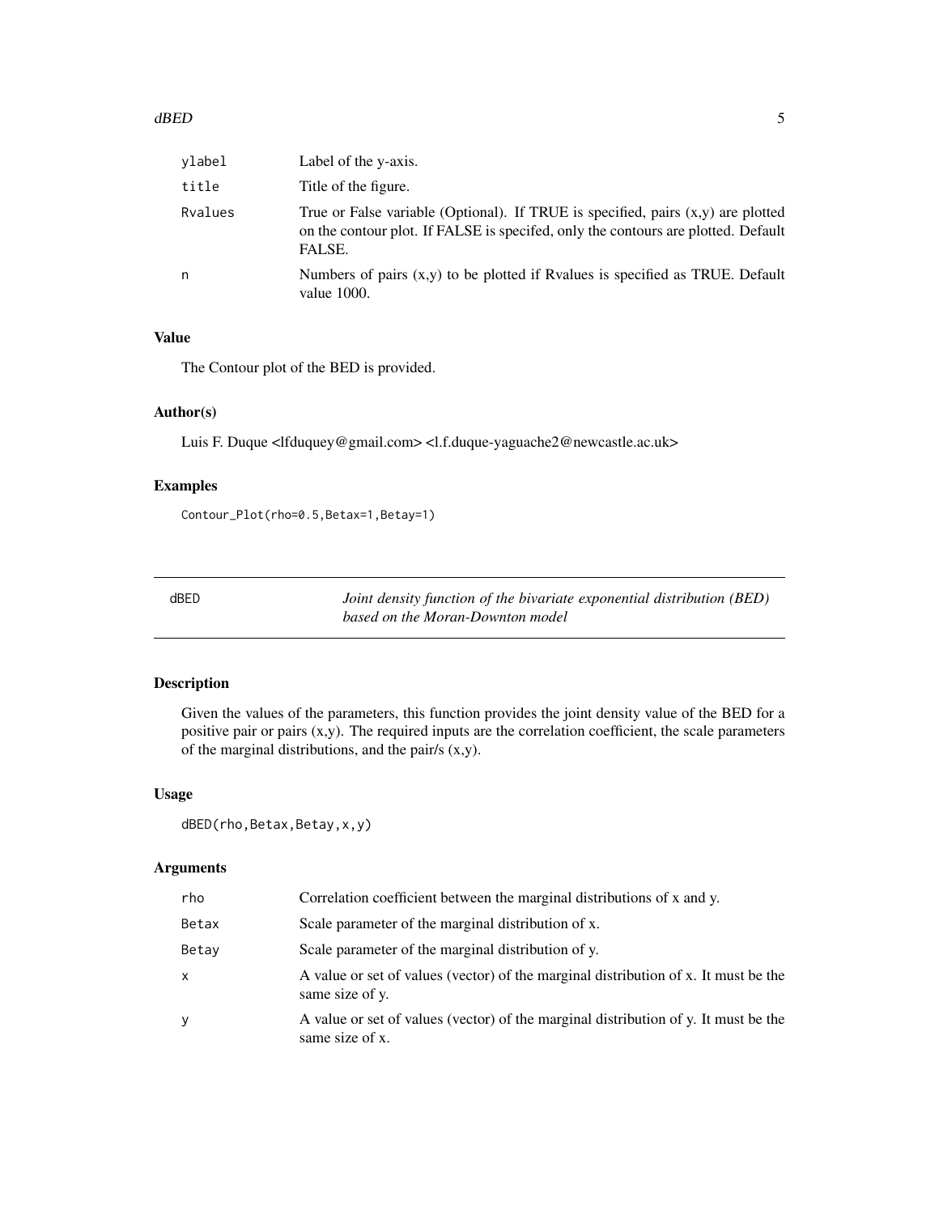| | |
|---|---|
| ylabel | Label of the y-axis. |
| title | Title of the figure. |
| Rvalues | True or False variable (Optional). If TRUE is specified, pairs (x,y) are plotted on the contour plot. If FALSE is specifed, only the contours are plotted. Default FALSE. |
| n | Numbers of pairs (x,y) to be plotted if Rvalues is specified as TRUE. Default value 1000. |

### Value

The Contour plot of the BED is provided.

### Author(s)

Luis F. Duque <lfduquey@gmail.com> <l.f.duque-yaguache2@newcastle.ac.uk>

### Examples

```
Contour_Plot(rho=0.5,Betax=1,Betay=1)
```

---

## dBED — *Joint density function of the bivariate exponential distribution (BED) based on the Moran-Downton model*

---

### Description

Given the values of the parameters, this function provides the joint density value of the BED for a positive pair or pairs (x,y). The required inputs are the correlation coefficient, the scale parameters of the marginal distributions, and the pair/s (x,y).

### Usage

```
dBED(rho,Betax,Betay,x,y)
```

### Arguments

| | |
|---|---|
| rho | Correlation coefficient between the marginal distributions of x and y. |
| Betax | Scale parameter of the marginal distribution of x. |
| Betay | Scale parameter of the marginal distribution of y. |
| x | A value or set of values (vector) of the marginal distribution of x. It must be the same size of y. |
| y | A value or set of values (vector) of the marginal distribution of y. It must be the same size of x. |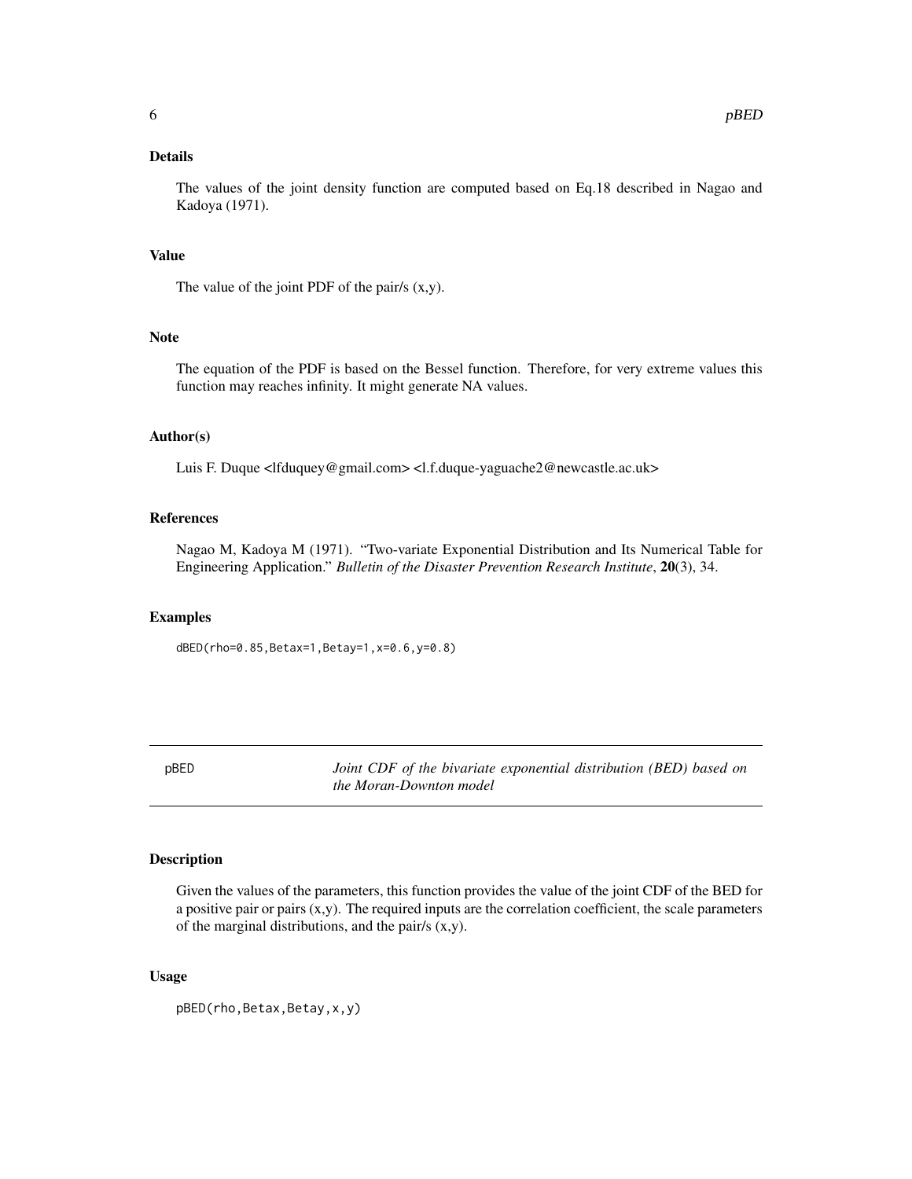### Details

The values of the joint density function are computed based on Eq.18 described in Nagao and Kadoya (1971).

### Value

The value of the joint PDF of the pair/s (x,y).

### Note

The equation of the PDF is based on the Bessel function. Therefore, for very extreme values this function may reaches infinity. It might generate NA values.

### Author(s)

Luis F. Duque <lfduquey@gmail.com> <l.f.duque-yaguache2@newcastle.ac.uk>

### References

Nagao M, Kadoya M (1971). "Two-variate Exponential Distribution and Its Numerical Table for Engineering Application." *Bulletin of the Disaster Prevention Research Institute*, **20**(3), 34.

### Examples

```
dBED(rho=0.85,Betax=1,Betay=1,x=0.6,y=0.8)
```

---

## pBED — *Joint CDF of the bivariate exponential distribution (BED) based on the Moran-Downton model*

---

### Description

Given the values of the parameters, this function provides the value of the joint CDF of the BED for a positive pair or pairs (x,y). The required inputs are the correlation coefficient, the scale parameters of the marginal distributions, and the pair/s (x,y).

### Usage

```
pBED(rho,Betax,Betay,x,y)
```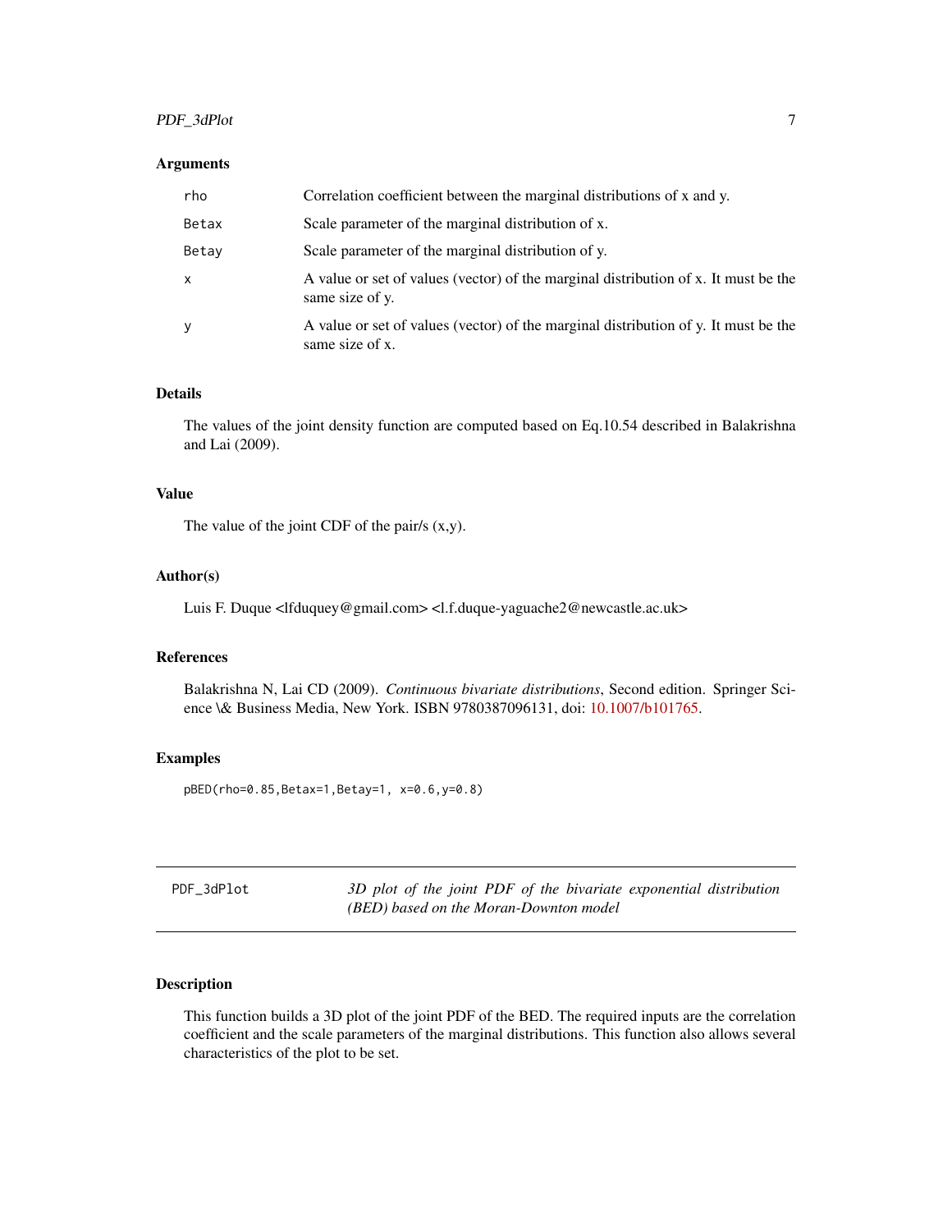### Arguments

| | |
|---|---|
| rho | Correlation coefficient between the marginal distributions of x and y. |
| Betax | Scale parameter of the marginal distribution of x. |
| Betay | Scale parameter of the marginal distribution of y. |
| x | A value or set of values (vector) of the marginal distribution of x. It must be the same size of y. |
| y | A value or set of values (vector) of the marginal distribution of y. It must be the same size of x. |

### Details

The values of the joint density function are computed based on Eq.10.54 described in Balakrishna and Lai (2009).

### Value

The value of the joint CDF of the pair/s (x,y).

### Author(s)

Luis F. Duque <lfduquey@gmail.com> <l.f.duque-yaguache2@newcastle.ac.uk>

### References

Balakrishna N, Lai CD (2009). *Continuous bivariate distributions*, Second edition. Springer Science \& Business Media, New York. ISBN 9780387096131, doi: 10.1007/b101765.

### Examples

```
pBED(rho=0.85,Betax=1,Betay=1, x=0.6,y=0.8)
```

---

## PDF_3dPlot — *3D plot of the joint PDF of the bivariate exponential distribution (BED) based on the Moran-Downton model*

---

### Description

This function builds a 3D plot of the joint PDF of the BED. The required inputs are the correlation coefficient and the scale parameters of the marginal distributions. This function also allows several characteristics of the plot to be set.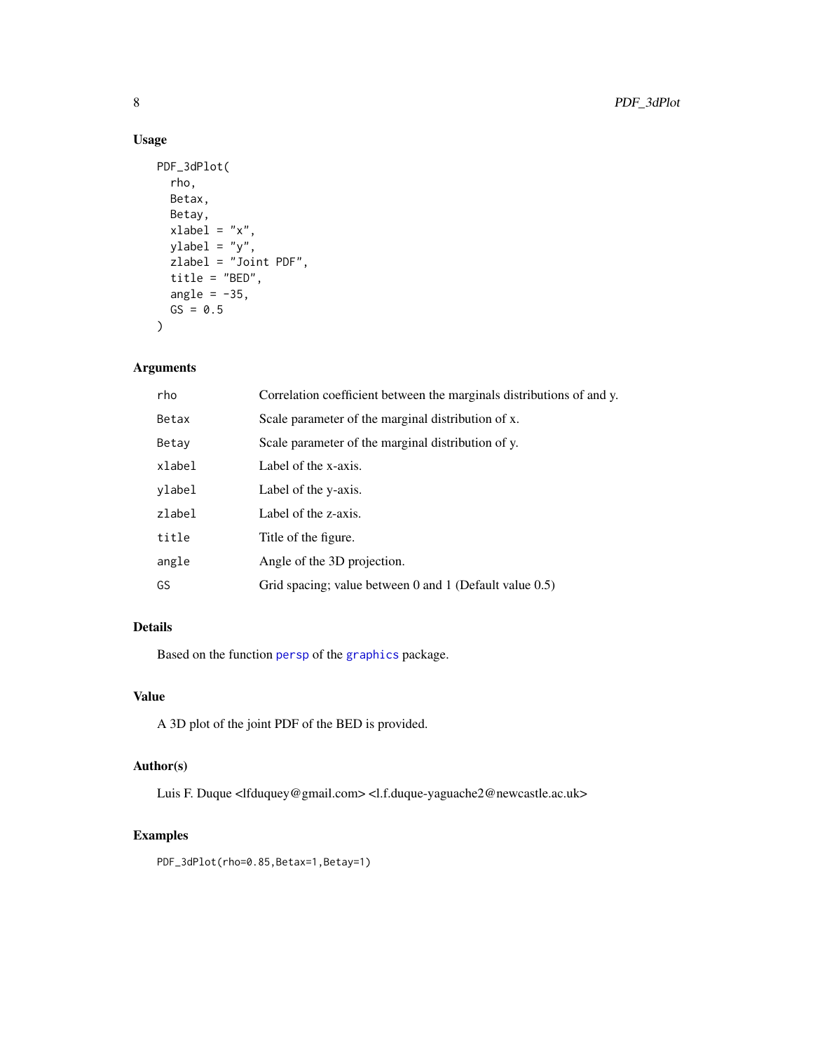## Usage

```
PDF_3dPlot(
  rho,
  Betax,
  Betay,
  xlabel = "x",
  ylabel = "y",
  zlabel = "Joint PDF",
  title = "BED",
  angle = -35,
  GS = 0.5
)
```

## Arguments

| | |
|---|---|
| rho | Correlation coefficient between the marginals distributions of and y. |
| Betax | Scale parameter of the marginal distribution of x. |
| Betay | Scale parameter of the marginal distribution of y. |
| xlabel | Label of the x-axis. |
| ylabel | Label of the y-axis. |
| zlabel | Label of the z-axis. |
| title | Title of the figure. |
| angle | Angle of the 3D projection. |
| GS | Grid spacing; value between 0 and 1 (Default value 0.5) |

## Details

Based on the function `persp` of the `graphics` package.

## Value

A 3D plot of the joint PDF of the BED is provided.

## Author(s)

Luis F. Duque <lfduquey@gmail.com> <l.f.duque-yaguache2@newcastle.ac.uk>

## Examples

```
PDF_3dPlot(rho=0.85,Betax=1,Betay=1)
```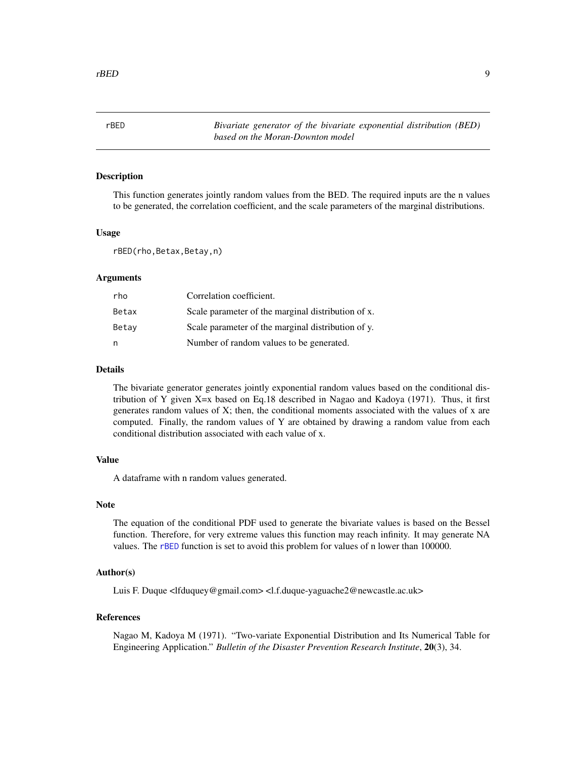rBED — *Bivariate generator of the bivariate exponential distribution (BED) based on the Moran-Downton model*

## Description

This function generates jointly random values from the BED. The required inputs are the n values to be generated, the correlation coefficient, and the scale parameters of the marginal distributions.

## Usage

```
rBED(rho,Betax,Betay,n)
```

## Arguments

| | |
|---|---|
| rho | Correlation coefficient. |
| Betax | Scale parameter of the marginal distribution of x. |
| Betay | Scale parameter of the marginal distribution of y. |
| n | Number of random values to be generated. |

## Details

The bivariate generator generates jointly exponential random values based on the conditional distribution of Y given X=x based on Eq.18 described in Nagao and Kadoya (1971). Thus, it first generates random values of X; then, the conditional moments associated with the values of x are computed. Finally, the random values of Y are obtained by drawing a random value from each conditional distribution associated with each value of x.

## Value

A dataframe with n random values generated.

## Note

The equation of the conditional PDF used to generate the bivariate values is based on the Bessel function. Therefore, for very extreme values this function may reach infinity. It may generate NA values. The `rBED` function is set to avoid this problem for values of n lower than 100000.

## Author(s)

Luis F. Duque <lfduquey@gmail.com> <l.f.duque-yaguache2@newcastle.ac.uk>

## References

Nagao M, Kadoya M (1971). "Two-variate Exponential Distribution and Its Numerical Table for Engineering Application." *Bulletin of the Disaster Prevention Research Institute*, **20**(3), 34.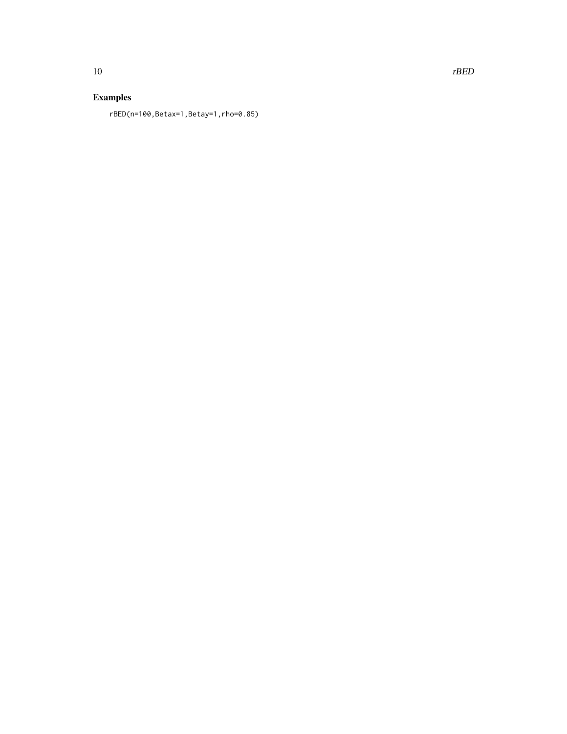## Examples

```
rBED(n=100,Betax=1,Betay=1,rho=0.85)
```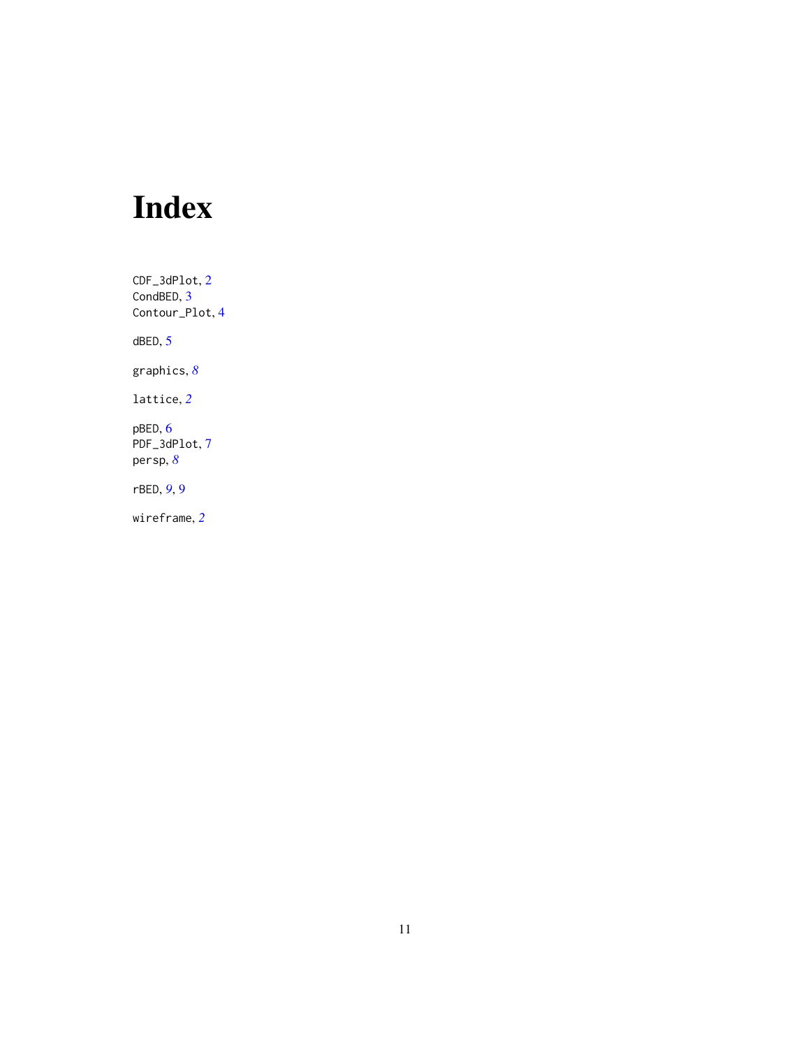# Index

CDF_3dPlot, 2
CondBED, 3
Contour_Plot, 4

dBED, 5

graphics, *8*

lattice, *2*

pBED, 6
PDF_3dPlot, 7
persp, *8*

rBED, *9*, 9

wireframe, *2*